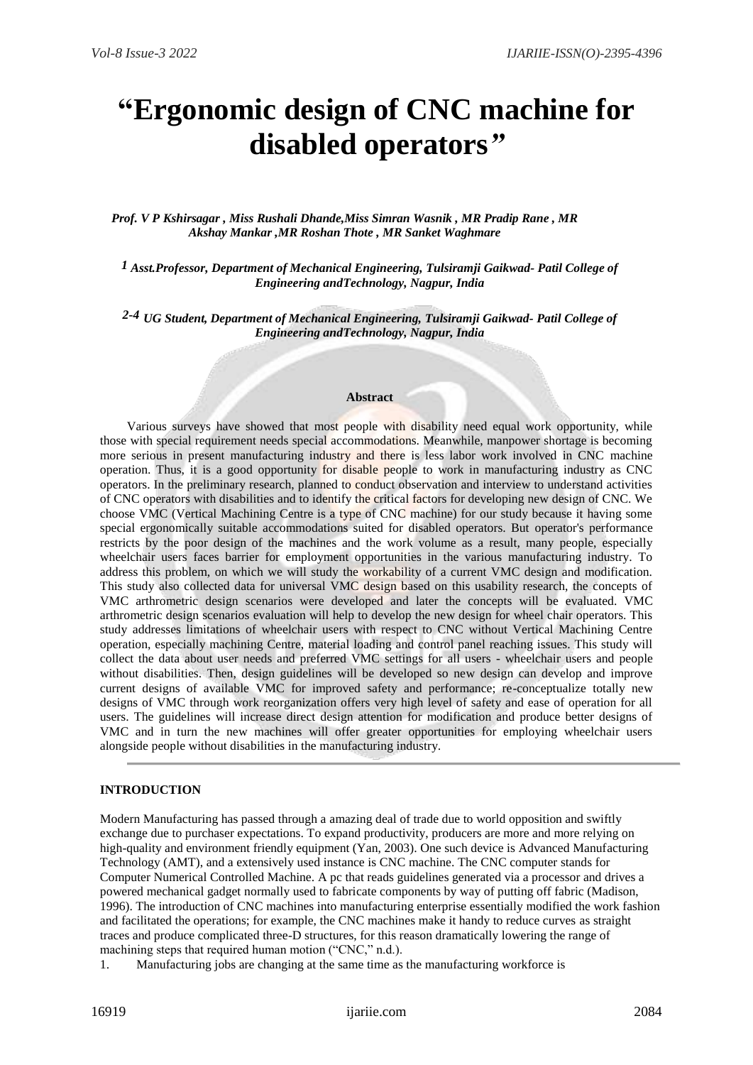# "Ergonomic design of CNC machine for disabled operators"

*Prof. V P Kshirsagar , Miss Rushali Dhande,Miss Simran Wasnik , MR Pradip Rane , MR Akshay Mankar ,MR Roshan Thote , MR Sanket Waghmare*

*[1] Asst.Professor, Department of Mechanical Engineering, Tulsiramji Gaikwad- Patil College of Engineering andTechnology, Nagpur, India*

*[2-4] UG Student, Department of Mechanical Engineering, Tulsiramji Gaikwad- Patil College of Engineering andTechnology, Nagpur, India*

**Abstract**

Various surveys have showed that most people with disability need equal work opportunity, while those with special requirement needs special accommodations. Meanwhile, manpower shortage is becoming more serious in present manufacturing industry and there is less labor work involved in CNC machine operation. Thus, it is a good opportunity for disable people to work in manufacturing industry as CNC operators. In the preliminary research, planned to conduct observation and interview to understand activities of CNC operators with disabilities and to identify the critical factors for developing new design of CNC. We choose VMC (Vertical Machining Centre is a type of CNC machine) for our study because it having some special ergonomically suitable accommodations suited for disabled operators. But operator's performance restricts by the poor design of the machines and the work volume as a result, many people, especially wheelchair users faces barrier for employment opportunities in the various manufacturing industry. To address this problem, on which we will study the workability of a current VMC design and modification. This study also collected data for universal VMC design based on this usability research, the concepts of VMC arthrometric design scenarios were developed and later the concepts will be evaluated. VMC arthrometric design scenarios evaluation will help to develop the new design for wheel chair operators. This study addresses limitations of wheelchair users with respect to CNC without Vertical Machining Centre operation, especially machining Centre, material loading and control panel reaching issues. This study will collect the data about user needs and preferred VMC settings for all users - wheelchair users and people without disabilities. Then, design guidelines will be developed so new design can develop and improve current designs of available VMC for improved safety and performance; re-conceptualize totally new designs of VMC through work reorganization offers very high level of safety and ease of operation for all users. The guidelines will increase direct design attention for modification and produce better designs of VMC and in turn the new machines will offer greater opportunities for employing wheelchair users alongside people without disabilities in the manufacturing industry.

## INTRODUCTION

Modern Manufacturing has passed through a amazing deal of trade due to world opposition and swiftly exchange due to purchaser expectations. To expand productivity, producers are more and more relying on high-quality and environment friendly equipment (Yan, 2003). One such device is Advanced Manufacturing Technology (AMT), and a extensively used instance is CNC machine. The CNC computer stands for Computer Numerical Controlled Machine. A pc that reads guidelines generated via a processor and drives a powered mechanical gadget normally used to fabricate components by way of putting off fabric (Madison, 1996). The introduction of CNC machines into manufacturing enterprise essentially modified the work fashion and facilitated the operations; for example, the CNC machines make it handy to reduce curves as straight traces and produce complicated three-D structures, for this reason dramatically lowering the range of machining steps that required human motion ("CNC," n.d.).

1. Manufacturing jobs are changing at the same time as the manufacturing workforce is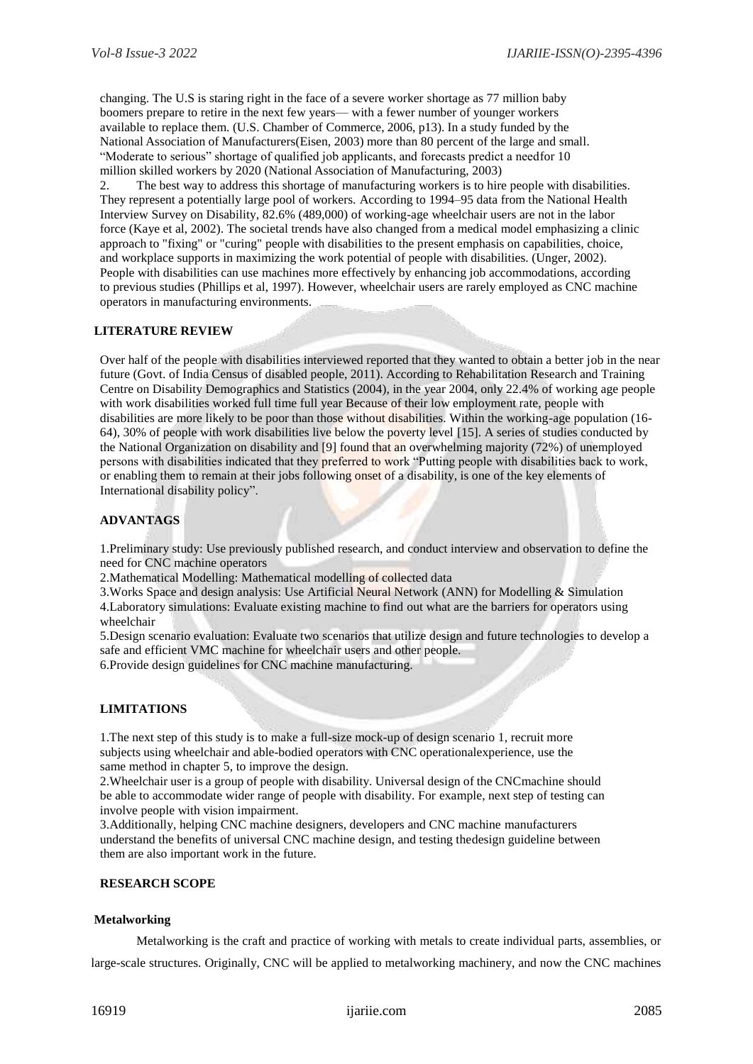changing. The U.S is staring right in the face of a severe worker shortage as 77 million baby boomers prepare to retire in the next few years— with a fewer number of younger workers available to replace them. (U.S. Chamber of Commerce, 2006, p13). In a study funded by the National Association of Manufacturers(Eisen, 2003) more than 80 percent of the large and small. "Moderate to serious" shortage of qualified job applicants, and forecasts predict a needfor 10 million skilled workers by 2020 (National Association of Manufacturing, 2003)

2. The best way to address this shortage of manufacturing workers is to hire people with disabilities. They represent a potentially large pool of workers. According to 1994–95 data from the National Health Interview Survey on Disability, 82.6% (489,000) of working-age wheelchair users are not in the labor force (Kaye et al, 2002). The societal trends have also changed from a medical model emphasizing a clinic approach to "fixing" or "curing" people with disabilities to the present emphasis on capabilities, choice, and workplace supports in maximizing the work potential of people with disabilities. (Unger, 2002). People with disabilities can use machines more effectively by enhancing job accommodations, according to previous studies (Phillips et al, 1997). However, wheelchair users are rarely employed as CNC machine operators in manufacturing environments.

## LITERATURE REVIEW

Over half of the people with disabilities interviewed reported that they wanted to obtain a better job in the near future (Govt. of India Census of disabled people, 2011). According to Rehabilitation Research and Training Centre on Disability Demographics and Statistics (2004), in the year 2004, only 22.4% of working age people with work disabilities worked full time full year Because of their low employment rate, people with disabilities are more likely to be poor than those without disabilities. Within the working-age population (16-64), 30% of people with work disabilities live below the poverty level [15]. A series of studies conducted by the National Organization on disability and [9] found that an overwhelming majority (72%) of unemployed persons with disabilities indicated that they preferred to work "Putting people with disabilities back to work, or enabling them to remain at their jobs following onset of a disability, is one of the key elements of International disability policy".

## ADVANTAGS

1.Preliminary study: Use previously published research, and conduct interview and observation to define the need for CNC machine operators

2.Mathematical Modelling: Mathematical modelling of collected data

3.Works Space and design analysis: Use Artificial Neural Network (ANN) for Modelling & Simulation

4.Laboratory simulations: Evaluate existing machine to find out what are the barriers for operators using wheelchair

5.Design scenario evaluation: Evaluate two scenarios that utilize design and future technologies to develop a safe and efficient VMC machine for wheelchair users and other people.

6.Provide design guidelines for CNC machine manufacturing.

## LIMITATIONS

1.The next step of this study is to make a full-size mock-up of design scenario 1, recruit more subjects using wheelchair and able-bodied operators with CNC operationalexperience, use the same method in chapter 5, to improve the design.

2.Wheelchair user is a group of people with disability. Universal design of the CNCmachine should be able to accommodate wider range of people with disability. For example, next step of testing can involve people with vision impairment.

3.Additionally, helping CNC machine designers, developers and CNC machine manufacturers understand the benefits of universal CNC machine design, and testing thedesign guideline between them are also important work in the future.

## RESEARCH SCOPE

### Metalworking

Metalworking is the craft and practice of working with metals to create individual parts, assemblies, or large-scale structures. Originally, CNC will be applied to metalworking machinery, and now the CNC machines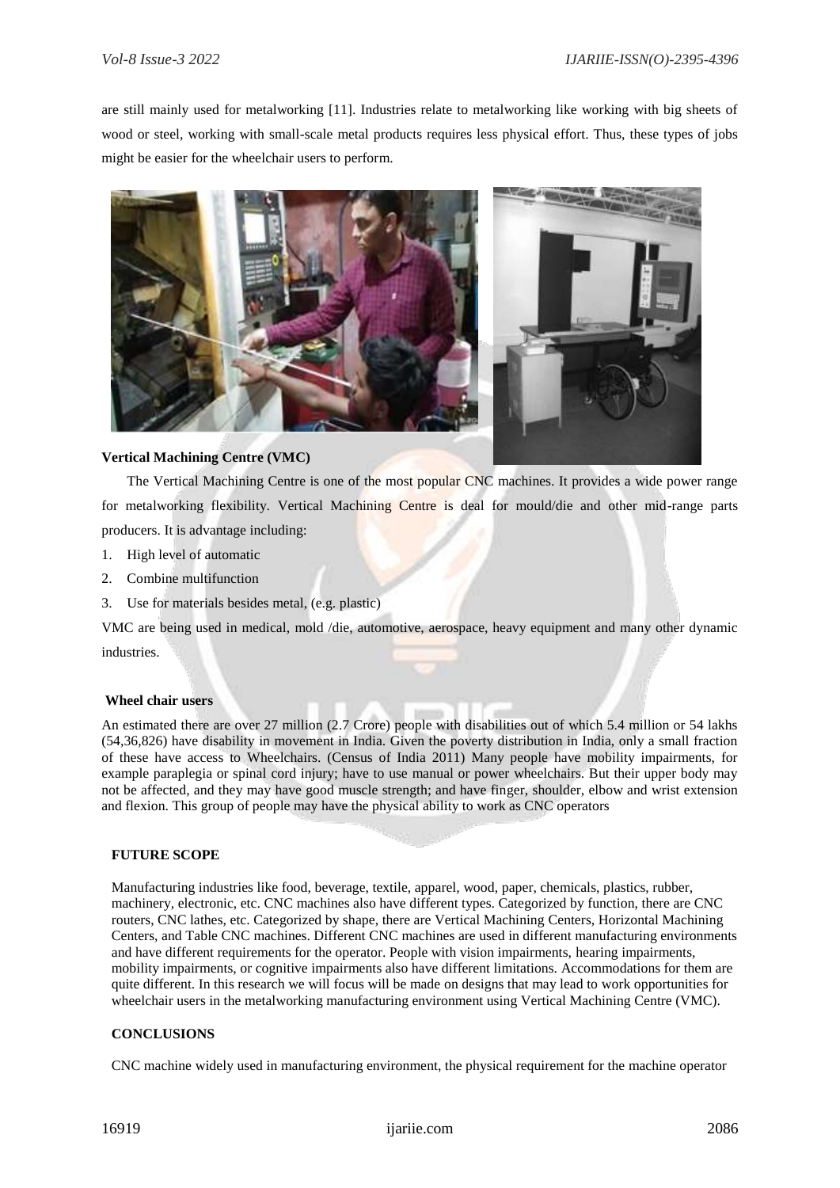are still mainly used for metalworking [11]. Industries relate to metalworking like working with big sheets of wood or steel, working with small-scale metal products requires less physical effort. Thus, these types of jobs might be easier for the wheelchair users to perform.

**Vertical Machining Centre (VMC)**

The Vertical Machining Centre is one of the most popular CNC machines. It provides a wide power range for metalworking flexibility. Vertical Machining Centre is deal for mould/die and other mid-range parts producers. It is advantage including:

1. High level of automatic
2. Combine multifunction
3. Use for materials besides metal, (e.g. plastic)

VMC are being used in medical, mold /die, automotive, aerospace, heavy equipment and many other dynamic industries.

**Wheel chair users**

An estimated there are over 27 million (2.7 Crore) people with disabilities out of which 5.4 million or 54 lakhs (54,36,826) have disability in movement in India. Given the poverty distribution in India, only a small fraction of these have access to Wheelchairs. (Census of India 2011) Many people have mobility impairments, for example paraplegia or spinal cord injury; have to use manual or power wheelchairs. But their upper body may not be affected, and they may have good muscle strength; and have finger, shoulder, elbow and wrist extension and flexion. This group of people may have the physical ability to work as CNC operators

**FUTURE SCOPE**

Manufacturing industries like food, beverage, textile, apparel, wood, paper, chemicals, plastics, rubber, machinery, electronic, etc. CNC machines also have different types. Categorized by function, there are CNC routers, CNC lathes, etc. Categorized by shape, there are Vertical Machining Centers, Horizontal Machining Centers, and Table CNC machines. Different CNC machines are used in different manufacturing environments and have different requirements for the operator. People with vision impairments, hearing impairments, mobility impairments, or cognitive impairments also have different limitations. Accommodations for them are quite different. In this research we will focus will be made on designs that may lead to work opportunities for wheelchair users in the metalworking manufacturing environment using Vertical Machining Centre (VMC).

**CONCLUSIONS**

CNC machine widely used in manufacturing environment, the physical requirement for the machine operator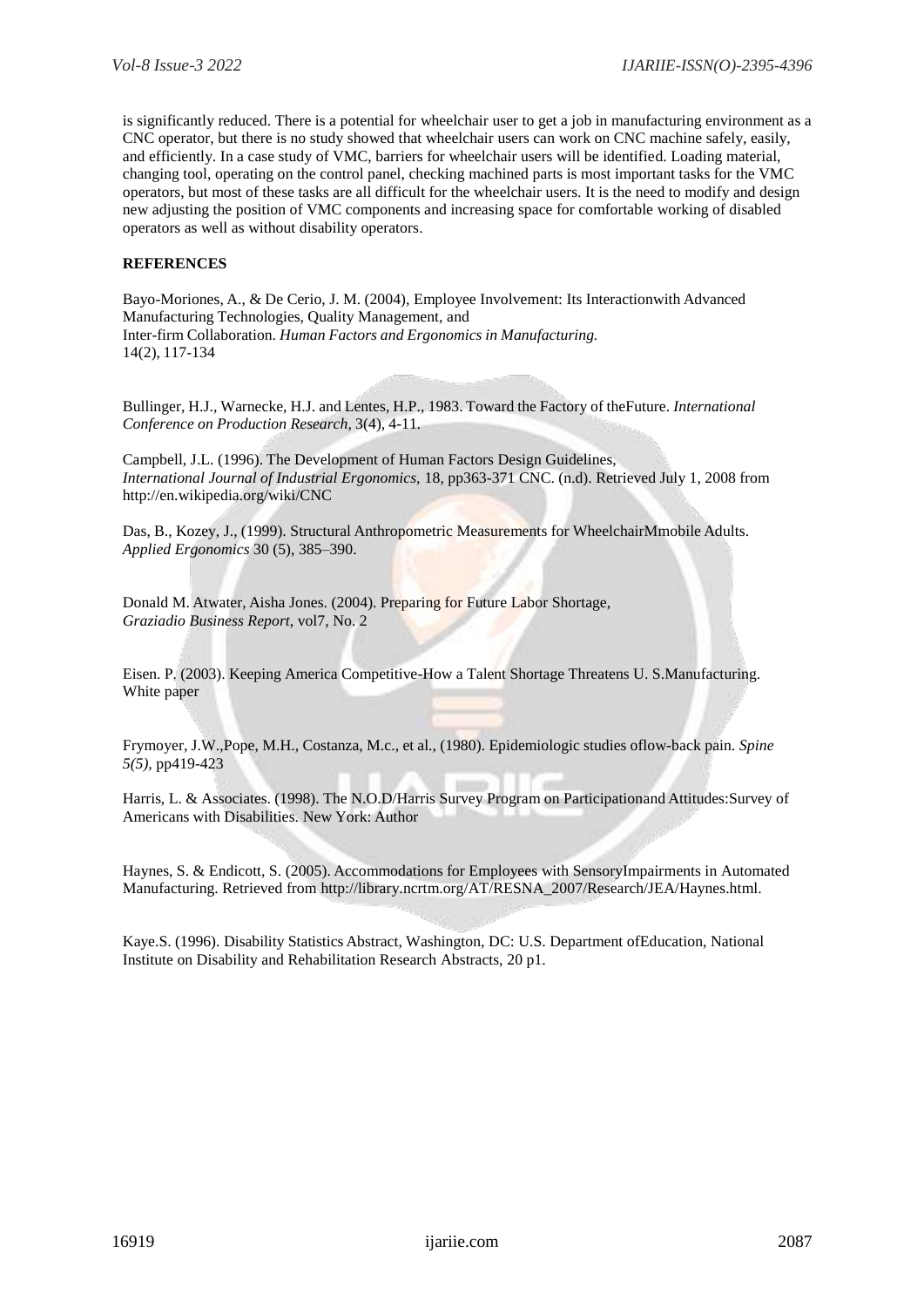is significantly reduced. There is a potential for wheelchair user to get a job in manufacturing environment as a CNC operator, but there is no study showed that wheelchair users can work on CNC machine safely, easily, and efficiently. In a case study of VMC, barriers for wheelchair users will be identified. Loading material, changing tool, operating on the control panel, checking machined parts is most important tasks for the VMC operators, but most of these tasks are all difficult for the wheelchair users. It is the need to modify and design new adjusting the position of VMC components and increasing space for comfortable working of disabled operators as well as without disability operators.

## REFERENCES

Bayo-Moriones, A., & De Cerio, J. M. (2004), Employee Involvement: Its Interactionwith Advanced Manufacturing Technologies, Quality Management, and Inter-firm Collaboration. *Human Factors and Ergonomics in Manufacturing.* 14(2), 117-134

Bullinger, H.J., Warnecke, H.J. and Lentes, H.P., 1983. Toward the Factory of theFuture. *International Conference on Production Research,* 3(4), 4-11.

Campbell, J.L. (1996). The Development of Human Factors Design Guidelines, *International Journal of Industrial Ergonomics,* 18, pp363-371 CNC. (n.d). Retrieved July 1, 2008 from http://en.wikipedia.org/wiki/CNC

Das, B., Kozey, J., (1999). Structural Anthropometric Measurements for WheelchairMmobile Adults. *Applied Ergonomics* 30 (5), 385–390.

Donald M. Atwater, Aisha Jones. (2004). Preparing for Future Labor Shortage, *Graziadio Business Report,* vol7, No. 2

Eisen. P. (2003). Keeping America Competitive-How a Talent Shortage Threatens U. S.Manufacturing. White paper

Frymoyer, J.W.,Pope, M.H., Costanza, M.c., et al., (1980). Epidemiologic studies oflow-back pain. *Spine 5(5),* pp419-423

Harris, L. & Associates. (1998). The N.O.D/Harris Survey Program on Participationand Attitudes:Survey of Americans with Disabilities. New York: Author

Haynes, S. & Endicott, S. (2005). Accommodations for Employees with SensoryImpairments in Automated Manufacturing. Retrieved from http://library.ncrtm.org/AT/RESNA_2007/Research/JEA/Haynes.html.

Kaye.S. (1996). Disability Statistics Abstract, Washington, DC: U.S. Department ofEducation, National Institute on Disability and Rehabilitation Research Abstracts, 20 p1.